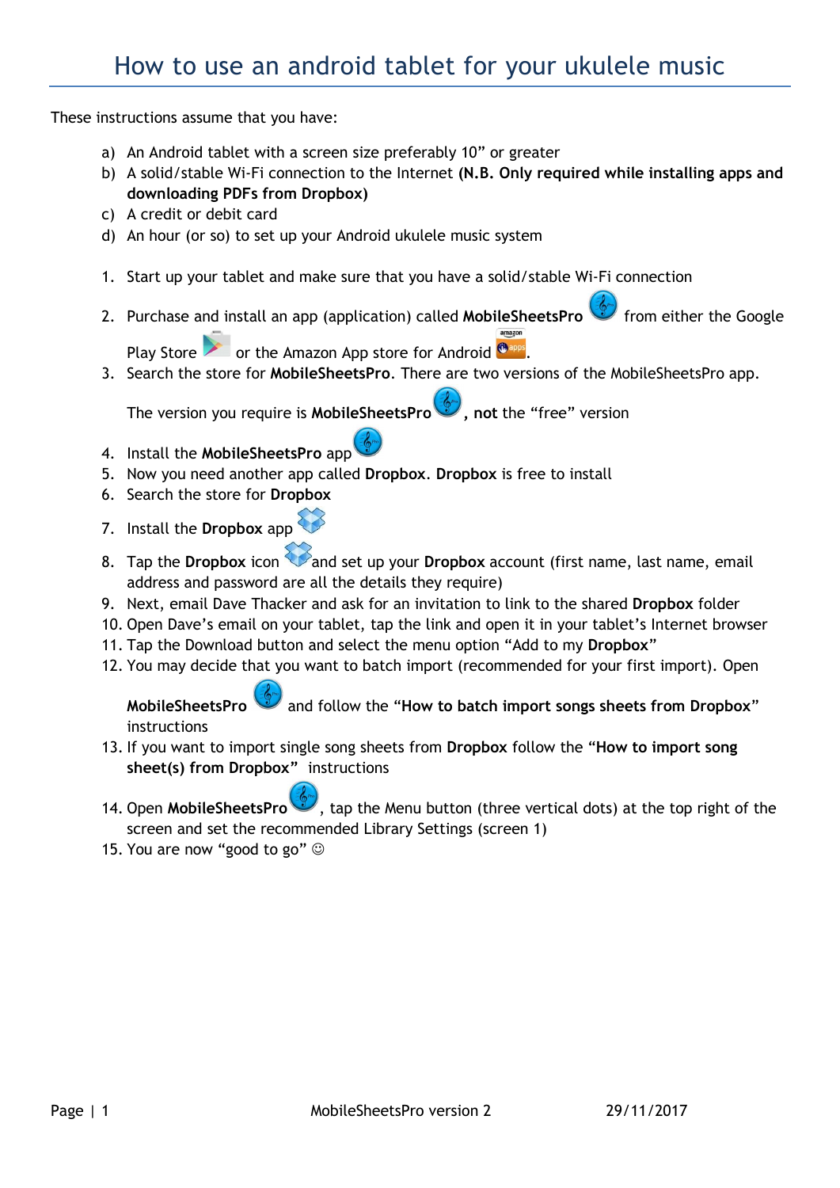# How to use an android tablet for your ukulele music

These instructions assume that you have:

a) An Android tablet with a screen size preferably 10" or greater
b) A solid/stable Wi-Fi connection to the Internet **(N.B. Only required while installing apps and downloading PDFs from Dropbox)**
c) A credit or debit card
d) An hour (or so) to set up your Android ukulele music system

1. Start up your tablet and make sure that you have a solid/stable Wi-Fi connection
2. Purchase and install an app (application) called **MobileSheetsPro** from either the Google Play Store or the Amazon App store for Android.
3. Search the store for **MobileSheetsPro**. There are two versions of the MobileSheetsPro app. The version you require is **MobileSheetsPro**, **not** the "free" version
4. Install the **MobileSheetsPro** app
5. Now you need another app called **Dropbox**. **Dropbox** is free to install
6. Search the store for **Dropbox**
7. Install the **Dropbox** app
8. Tap the **Dropbox** icon and set up your **Dropbox** account (first name, last name, email address and password are all the details they require)
9. Next, email Dave Thacker and ask for an invitation to link to the shared **Dropbox** folder
10. Open Dave's email on your tablet, tap the link and open it in your tablet's Internet browser
11. Tap the Download button and select the menu option "Add to my **Dropbox**"
12. You may decide that you want to batch import (recommended for your first import). Open **MobileSheetsPro** and follow the **"How to batch import songs sheets from Dropbox"** instructions
13. If you want to import single song sheets from **Dropbox** follow the "**How to import song sheet(s) from Dropbox**" instructions
14. Open **MobileSheetsPro**, tap the Menu button (three vertical dots) at the top right of the screen and set the recommended Library Settings (screen 1)
15. You are now "good to go" ☺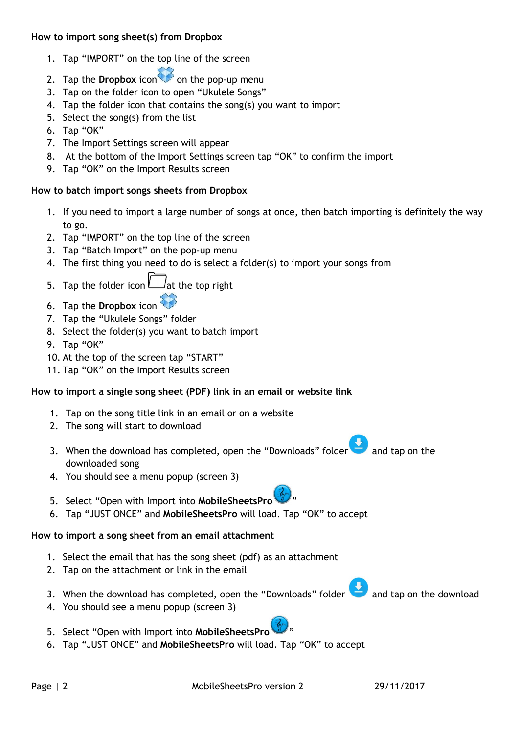**How to import song sheet(s) from Dropbox**

1. Tap “IMPORT” on the top line of the screen
2. Tap the **Dropbox** icon on the pop-up menu
3. Tap on the folder icon to open “Ukulele Songs”
4. Tap the folder icon that contains the song(s) you want to import
5. Select the song(s) from the list
6. Tap “OK”
7. The Import Settings screen will appear
8. At the bottom of the Import Settings screen tap “OK” to confirm the import
9. Tap “OK” on the Import Results screen

**How to batch import songs sheets from Dropbox**

1. If you need to import a large number of songs at once, then batch importing is definitely the way to go.
2. Tap “IMPORT” on the top line of the screen
3. Tap “Batch Import” on the pop-up menu
4. The first thing you need to do is select a folder(s) to import your songs from
5. Tap the folder icon at the top right
6. Tap the **Dropbox** icon
7. Tap the “Ukulele Songs” folder
8. Select the folder(s) you want to batch import
9. Tap “OK”
10. At the top of the screen tap “START”
11. Tap “OK” on the Import Results screen

**How to import a single song sheet (PDF) link in an email or website link**

1. Tap on the song title link in an email or on a website
2. The song will start to download
3. When the download has completed, open the “Downloads” folder and tap on the downloaded song
4. You should see a menu popup (screen 3)
5. Select “Open with Import into **MobileSheetsPro** ”
6. Tap “JUST ONCE” and **MobileSheetsPro** will load. Tap “OK” to accept

**How to import a song sheet from an email attachment**

1. Select the email that has the song sheet (pdf) as an attachment
2. Tap on the attachment or link in the email
3. When the download has completed, open the “Downloads” folder and tap on the download
4. You should see a menu popup (screen 3)
5. Select “Open with Import into **MobileSheetsPro** ”
6. Tap “JUST ONCE” and **MobileSheetsPro** will load. Tap “OK” to accept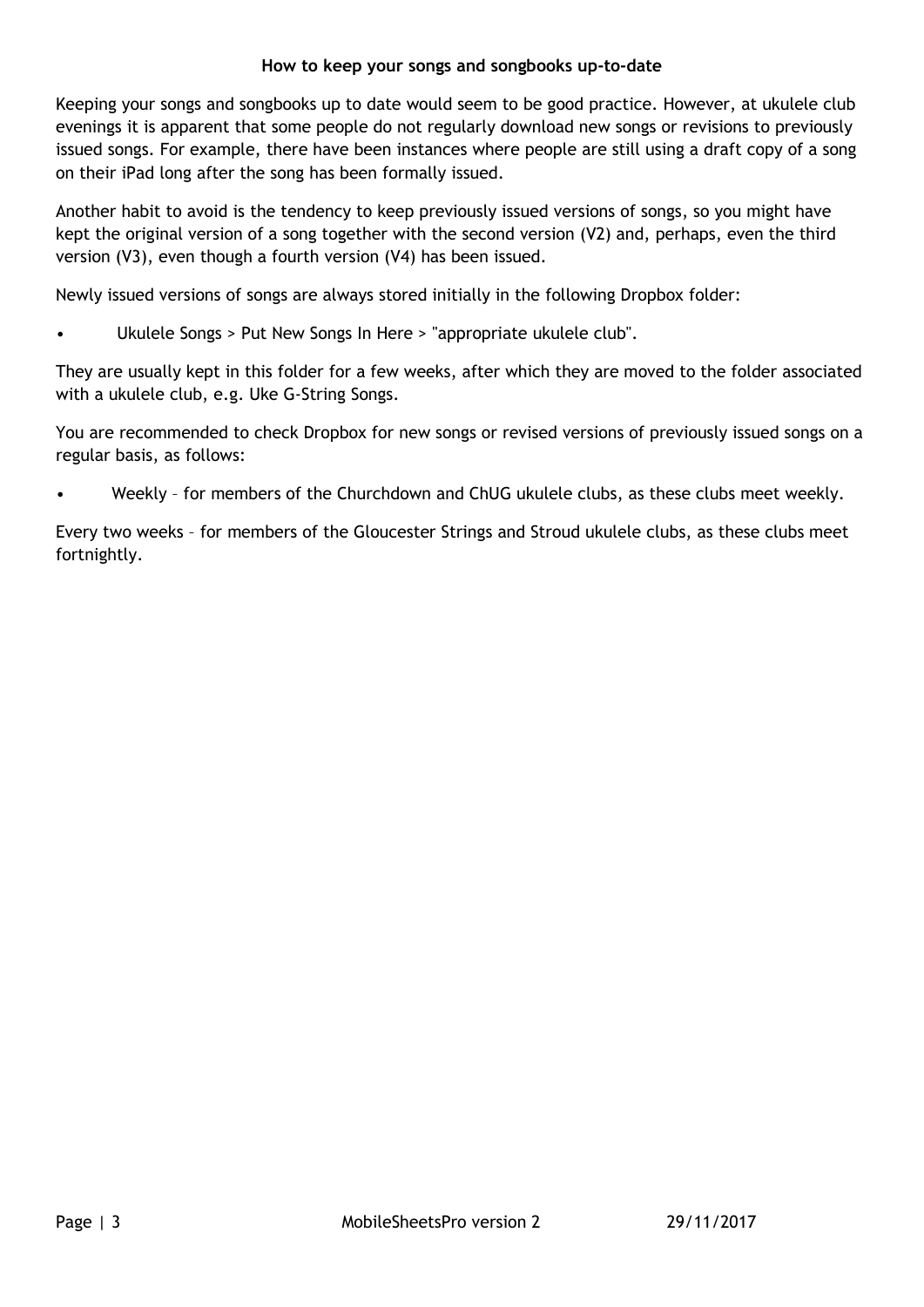### How to keep your songs and songbooks up-to-date

Keeping your songs and songbooks up to date would seem to be good practice. However, at ukulele club evenings it is apparent that some people do not regularly download new songs or revisions to previously issued songs. For example, there have been instances where people are still using a draft copy of a song on their iPad long after the song has been formally issued.

Another habit to avoid is the tendency to keep previously issued versions of songs, so you might have kept the original version of a song together with the second version (V2) and, perhaps, even the third version (V3), even though a fourth version (V4) has been issued.

Newly issued versions of songs are always stored initially in the following Dropbox folder:

- Ukulele Songs > Put New Songs In Here > "appropriate ukulele club".

They are usually kept in this folder for a few weeks, after which they are moved to the folder associated with a ukulele club, e.g. Uke G-String Songs.

You are recommended to check Dropbox for new songs or revised versions of previously issued songs on a regular basis, as follows:

- Weekly – for members of the Churchdown and ChUG ukulele clubs, as these clubs meet weekly.

Every two weeks – for members of the Gloucester Strings and Stroud ukulele clubs, as these clubs meet fortnightly.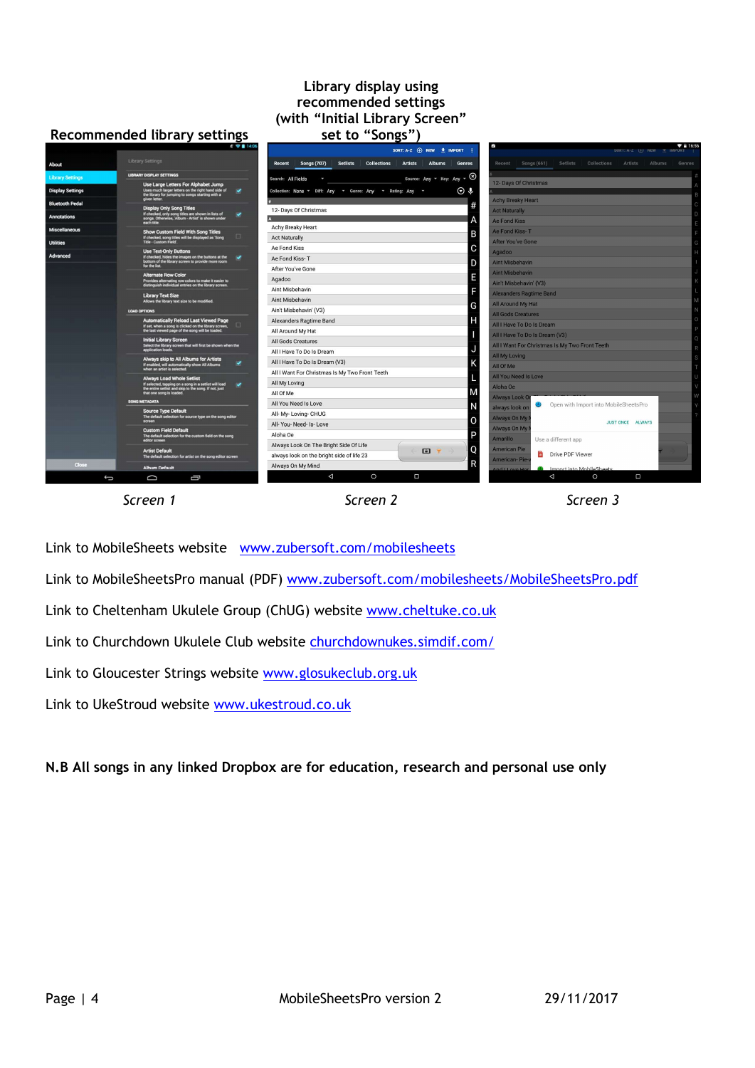**Recommended library settings**

**Library display using recommended settings (with "Initial Library Screen" set to "Songs")**

*Screen 1*

*Screen 2*

*Screen 3*

Link to MobileSheets website [www.zubersoft.com/mobilesheets](http://www.zubersoft.com/mobilesheets)

Link to MobileSheetsPro manual (PDF) [www.zubersoft.com/mobilesheets/MobileSheetsPro.pdf](http://www.zubersoft.com/mobilesheets/MobileSheetsPro.pdf)

Link to Cheltenham Ukulele Group (ChUG) website [www.cheltuke.co.uk](http://www.cheltuke.co.uk)

Link to Churchdown Ukulele Club website [churchdownukes.simdif.com/](http://churchdownukes.simdif.com/)

Link to Gloucester Strings website [www.glosukeclub.org.uk](http://www.glosukeclub.org.uk)

Link to UkeStroud website [www.ukestroud.co.uk](http://www.ukestroud.co.uk)

**N.B All songs in any linked Dropbox are for education, research and personal use only**